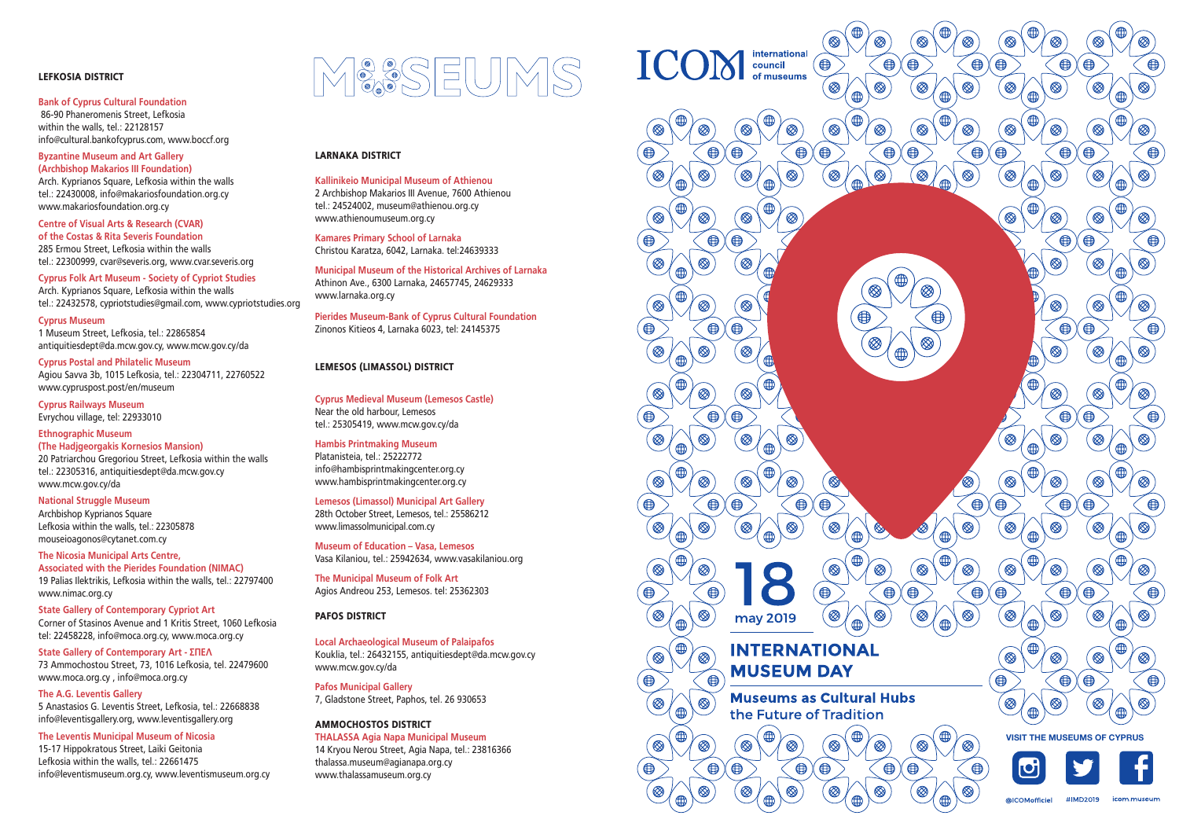## LEFKOSIA DISTRICT

**Bank of Cyprus Cultural Foundation**
86-90 Phaneromenis Street, Lefkosia
within the walls, tel.: 22128157
info@cultural.bankofcyprus.com, www.boccf.org

**Byzantine Museum and Art Gallery (Archbishop Makarios III Foundation)**
Arch. Kyprianos Square, Lefkosia within the walls
tel.: 22430008, info@makariosfoundation.org.cy
www.makariosfoundation.org.cy

**Centre of Visual Arts & Research (CVAR) of the Costas & Rita Severis Foundation**
285 Ermou Street, Lefkosia within the walls
tel.: 22300999, cvar@severis.org, www.cvar.severis.org

**Cyprus Folk Art Museum - Society of Cypriot Studies**
Arch. Kyprianos Square, Lefkosia within the walls
tel.: 22432578, cypriotstudies@gmail.com, www.cypriotstudies.org

**Cyprus Museum**
1 Museum Street, Lefkosia, tel.: 22865854
antiquitiesdept@da.mcw.gov.cy, www.mcw.gov.cy/da

**Cyprus Postal and Philatelic Museum**
Agiou Savva 3b, 1015 Lefkosia, tel.: 22304711, 22760522
www.cypruspost.post/en/museum

**Cyprus Railways Museum**
Evrychou village, tel: 22933010

**Ethnographic Museum (The Hadjgeorgakis Kornesios Mansion)**
20 Patriarchou Gregoriou Street, Lefkosia within the walls
tel.: 22305316, antiquitiesdept@da.mcw.gov.cy
www.mcw.gov.cy/da

**National Struggle Museum**
Archbishop Kyprianos Square
Lefkosia within the walls, tel.: 22305878
mouseioagonos@cytanet.com.cy

**The Nicosia Municipal Arts Centre, Associated with the Pierides Foundation (NIMAC)**
19 Palias Ilektrikis, Lefkosia within the walls, tel.: 22797400
www.nimac.org.cy

**State Gallery of Contemporary Cypriot Art**
Corner of Stasinos Avenue and 1 Kritis Street, 1060 Lefkosia
tel: 22458228, info@moca.org.cy, www.moca.org.cy

**State Gallery of Contemporary Art - ΣΠΕΛ**
73 Ammochostou Street, 73, 1016 Lefkosia, tel. 22479600
www.moca.org.cy , info@moca.org.cy

**The A.G. Leventis Gallery**
5 Anastasios G. Leventis Street, Lefkosia, tel.: 22668838
info@leventisgallery.org, www.leventisgallery.org

**The Leventis Municipal Museum of Nicosia**
15-17 Hippokratous Street, Laiki Geitonia
Lefkosia within the walls, tel.: 22661475
info@leventismuseum.org.cy, www.leventismuseum.org.cy

# MUSEUMS

## LARNAKA DISTRICT

**Kallinikeio Municipal Museum of Athienou**
2 Archbishop Makarios III Avenue, 7600 Athienou
tel.: 24524002, museum@athienou.org.cy
www.athienoumuseum.org.cy

**Kamares Primary School of Larnaka**
Christou Karatza, 6042, Larnaka. tel:24639333

**Municipal Museum of the Historical Archives of Larnaka**
Athinon Ave., 6300 Larnaka, 24657745, 24629333
www.larnaka.org.cy

**Pierides Museum-Bank of Cyprus Cultural Foundation**
Zinonos Kitieos 4, Larnaka 6023, tel: 24145375

## LEMESOS (LIMASSOL) DISTRICT

**Cyprus Medieval Museum (Lemesos Castle)**
Near the old harbour, Lemesos
tel.: 25305419, www.mcw.gov.cy/da

**Hambis Printmaking Museum**
Platanisteia, tel.: 25222772
info@hambisprintmakingcenter.org.cy
www.hambisprintmakingcenter.org.cy

**Lemesos (Limassol) Municipal Art Gallery**
28th October Street, Lemesos, tel.: 25586212
www.limassolmunicipal.com.cy

**Museum of Education – Vasa, Lemesos**
Vasa Kilaniou, tel.: 25942634, www.vasakilaniou.org

**The Municipal Museum of Folk Art**
Agios Andreou 253, Lemesos. tel: 25362303

## PAFOS DISTRICT

**Local Archaeological Museum of Palaipafos**
Kouklia, tel.: 26432155, antiquitiesdept@da.mcw.gov.cy
www.mcw.gov.cy/da

**Pafos Municipal Gallery**
7, Gladstone Street, Paphos, tel. 26 930653

## AMMOCHOSTOS DISTRICT

**THALASSA Agia Napa Municipal Museum**
14 Kryou Nerou Street, Agia Napa, tel.: 23816366
thalassa.museum@agianapa.org.cy
www.thalassamuseum.org.cy

ICOM international council of museums

# 18 may 2019

# INTERNATIONAL MUSEUM DAY

**Museums as Cultural Hubs**
the Future of Tradition

**VISIT THE MUSEUMS OF CYPRUS**

@ICOMofficiel #IMD2019 icom.museum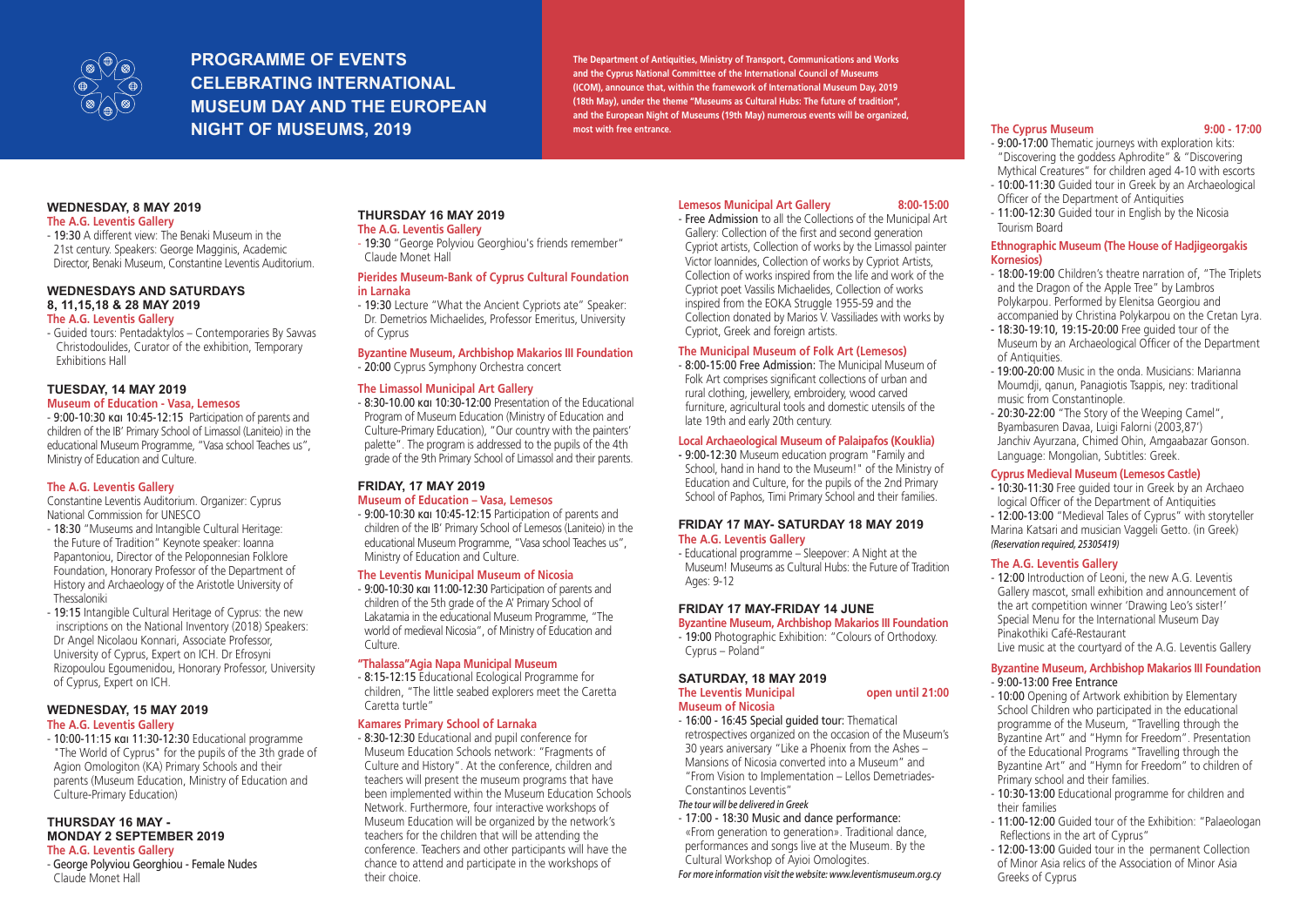# PROGRAMME OF EVENTS CELEBRATING INTERNATIONAL MUSEUM DAY AND THE EUROPEAN NIGHT OF MUSEUMS, 2019

**The Department of Antiquities, Ministry of Transport, Communications and Works and the Cyprus National Committee of the International Council of Museums (ICOM), announce that, within the framework of International Museum Day, 2019 (18th May), under the theme "Museums as Cultural Hubs: The future of tradition", and the European Night of Museums (19th May) numerous events will be organized, most with free entrance.**

## WEDNESDAY, 8 MAY 2019

**The A.G. Leventis Gallery**

- 19:30 A different view: The Benaki Museum in the 21st century. Speakers: George Magginis, Academic Director, Benaki Museum, Constantine Leventis Auditorium.

## WEDNESDAYS AND SATURDAYS 8, 11,15,18 & 28 MAY 2019

**The A.G. Leventis Gallery**

- Guided tours: Pentadaktylos – Contemporaries By Savvas Christodoulides, Curator of the exhibition, Temporary Exhibitions Hall

## TUESDAY, 14 MAY 2019

**Museum of Education - Vasa, Lemesos**

- 9:00-10:30 και 10:45-12:15 Participation of parents and children of the IB' Primary School of Limassol (Laniteio) in the educational Museum Programme, "Vasa school Teaches us", Ministry of Education and Culture.

**The A.G. Leventis Gallery**

Constantine Leventis Auditorium. Organizer: Cyprus National Commission for UNESCO

- 18:30 "Museums and Intangible Cultural Heritage: the Future of Tradition" Keynote speaker: Ioanna Papantoniou, Director of the Peloponnesian Folklore Foundation, Honorary Professor of the Department of History and Archaeology of the Aristotle University of Thessaloniki
- 19:15 Intangible Cultural Heritage of Cyprus: the new inscriptions on the National Inventory (2018) Speakers: Dr Angel Nicolaou Konnari, Associate Professor, University of Cyprus, Expert on ICH. Dr Efrosyni Rizopoulou Egoumenidou, Honorary Professor, University of Cyprus, Expert on ICH.

## WEDNESDAY, 15 MAY 2019

**The A.G. Leventis Gallery**

- 10:00-11:15 και 11:30-12:30 Educational programme "The World of Cyprus" for the pupils of the 3th grade of Agion Omologiton (KA) Primary Schools and their parents (Museum Education, Ministry of Education and Culture-Primary Education)

## THURSDAY 16 MAY - MONDAY 2 SEPTEMBER 2019

**The A.G. Leventis Gallery**

- George Polyviou Georghiou - Female Nudes Claude Monet Hall

## THURSDAY 16 MAY 2019

**The A.G. Leventis Gallery**

- 19:30 "George Polyviou Georghiou's friends remember" Claude Monet Hall

**Pierides Museum-Bank of Cyprus Cultural Foundation in Larnaka**

- 19:30 Lecture "What the Ancient Cypriots ate" Speaker: Dr. Demetrios Michaelides, Professor Emeritus, University of Cyprus

**Byzantine Museum, Archbishop Makarios III Foundation**

- 20:00 Cyprus Symphony Orchestra concert

**The Limassol Municipal Art Gallery**

- 8:30-10.00 και 10:30-12:00 Presentation of the Educational Program of Museum Education (Ministry of Education and Culture-Primary Education), "Our country with the painters' palette". The program is addressed to the pupils of the 4th grade of the 9th Primary School of Limassol and their parents.

## FRIDAY, 17 MAY 2019

**Museum of Education – Vasa, Lemesos**

- 9:00-10:30 και 10:45-12:15 Participation of parents and children of the IB' Primary School of Lemesos (Laniteio) in the educational Museum Programme, "Vasa school Teaches us", Ministry of Education and Culture.

**The Leventis Municipal Museum of Nicosia**

- 9:00-10:30 και 11:00-12:30 Participation of parents and children of the 5th grade of the A' Primary School of Lakatamia in the educational Museum Programme, "The world of medieval Nicosia", of Ministry of Education and Culture.

**"Thalassa"Agia Napa Municipal Museum**

- 8:15-12:15 Educational Ecological Programme for children, "The little seabed explorers meet the Caretta Caretta turtle"

**Kamares Primary School of Larnaka**

- 8:30-12:30 Educational and pupil conference for Museum Education Schools network: "Fragments of Culture and History". At the conference, children and teachers will present the museum programs that have been implemented within the Museum Education Schools Network. Furthermore, four interactive workshops of Museum Education will be organized by the network's teachers for the children that will be attending the conference. Teachers and other participants will have the chance to attend and participate in the workshops of their choice.

**Lemesos Municipal Art Gallery** 8:00-15:00

- Free Admission to all the Collections of the Municipal Art Gallery: Collection of the first and second generation Cypriot artists, Collection of works by the Limassol painter Victor Ioannides, Collection of works by Cypriot Artists, Collection of works inspired from the life and work of the Cypriot poet Vassilis Michaelides, Collection of works inspired from the EOKA Struggle 1955-59 and the Collection donated by Marios V. Vassiliades with works by Cypriot, Greek and foreign artists.

**The Municipal Museum of Folk Art (Lemesos)**

- 8:00-15:00 Free Admission: The Municipal Museum of Folk Art comprises significant collections of urban and rural clothing, jewellery, embroidery, wood carved furniture, agricultural tools and domestic utensils of the late 19th and early 20th century.

**Local Archaeological Museum of Palaipafos (Kouklia)**

- 9:00-12:30 Museum education program "Family and School, hand in hand to the Museum!" of the Ministry of Education and Culture, for the pupils of the 2nd Primary School of Paphos, Timi Primary School and their families.

## FRIDAY 17 MAY- SATURDAY 18 MAY 2019

**The A.G. Leventis Gallery**

- Educational programme – Sleepover: A Night at the Museum! Museums as Cultural Hubs: the Future of Tradition Ages: 9-12

## FRIDAY 17 MAY-FRIDAY 14 JUNE

**Byzantine Museum, Archbishop Makarios III Foundation**

- 19:00 Photographic Exhibition: "Colours of Orthodoxy. Cyprus – Poland"

## SATURDAY, 18 MAY 2019

**The Leventis Municipal Museum of Nicosia** open until 21:00

- 16:00 - 16:45 Special guided tour: Thematical retrospectives organized on the occasion of the Museum's 30 years aniversary "Like a Phoenix from the Ashes – Mansions of Nicosia converted into a Museum" and "From Vision to Implementation – Lellos Demetriades-Constantinos Leventis"

*The tour will be delivered in Greek*

- 17:00 - 18:30 Music and dance performance: «From generation to generation». Traditional dance, performances and songs live at the Museum. By the Cultural Workshop of Ayioi Omologites.

*For more information visit the website: www.leventismuseum.org.cy*

**The Cyprus Museum** 9:00 - 17:00

- 9:00-17:00 Thematic journeys with exploration kits: "Discovering the goddess Aphrodite" & "Discovering Mythical Creatures" for children aged 4-10 with escorts
- 10:00-11:30 Guided tour in Greek by an Archaeological Officer of the Department of Antiquities
- 11:00-12:30 Guided tour in English by the Nicosia Tourism Board

**Ethnographic Museum (The House of Hadjigeorgakis Kornesios)**

- 18:00-19:00 Children's theatre narration of, "The Triplets and the Dragon of the Apple Tree" by Lambros Polykarpou. Performed by Elenitsa Georgiou and accompanied by Christina Polykarpou on the Cretan Lyra.
- 18:30-19:10, 19:15-20:00 Free guided tour of the Museum by an Archaeological Officer of the Department of Antiquities.
- 19:00-20:00 Music in the onda. Musicians: Marianna Moumdji, qanun, Panagiotis Tsappis, ney: traditional music from Constantinople.
- 20:30-22:00 "The Story of the Weeping Camel", Byambasuren Davaa, Luigi Falorni (2003,87') Janchiv Ayurzana, Chimed Ohin, Amgaabazar Gonson. Language: Mongolian, Subtitles: Greek.

**Cyprus Medieval Museum (Lemesos Castle)**

- 10:30-11:30 Free guided tour in Greek by an Archaeo logical Officer of the Department of Antiquities
- 12:00-13:00 "Medieval Tales of Cyprus" with storyteller Marina Katsari and musician Vaggeli Getto. (in Greek)

*(Reservation required, 25305419)*

**The A.G. Leventis Gallery**

- 12:00 Introduction of Leoni, the new A.G. Leventis Gallery mascot, small exhibition and announcement of the art competition winner 'Drawing Leo's sister!' Special Menu for the International Museum Day Pinakothiki Café-Restaurant

Live music at the courtyard of the A.G. Leventis Gallery

**Byzantine Museum, Archbishop Makarios III Foundation**

- 9:00-13:00 Free Entrance
- 10:00 Opening of Artwork exhibition by Elementary School Children who participated in the educational programme of the Museum, "Travelling through the Byzantine Art" and "Hymn for Freedom". Presentation of the Educational Programs "Travelling through the Byzantine Art" and "Hymn for Freedom" to children of Primary school and their families.
- 10:30-13:00 Educational programme for children and their families
- 11:00-12:00 Guided tour of the Exhibition: "Palaeologan Reflections in the art of Cyprus"
- 12:00-13:00 Guided tour in the permanent Collection of Minor Asia relics of the Association of Minor Asia Greeks of Cyprus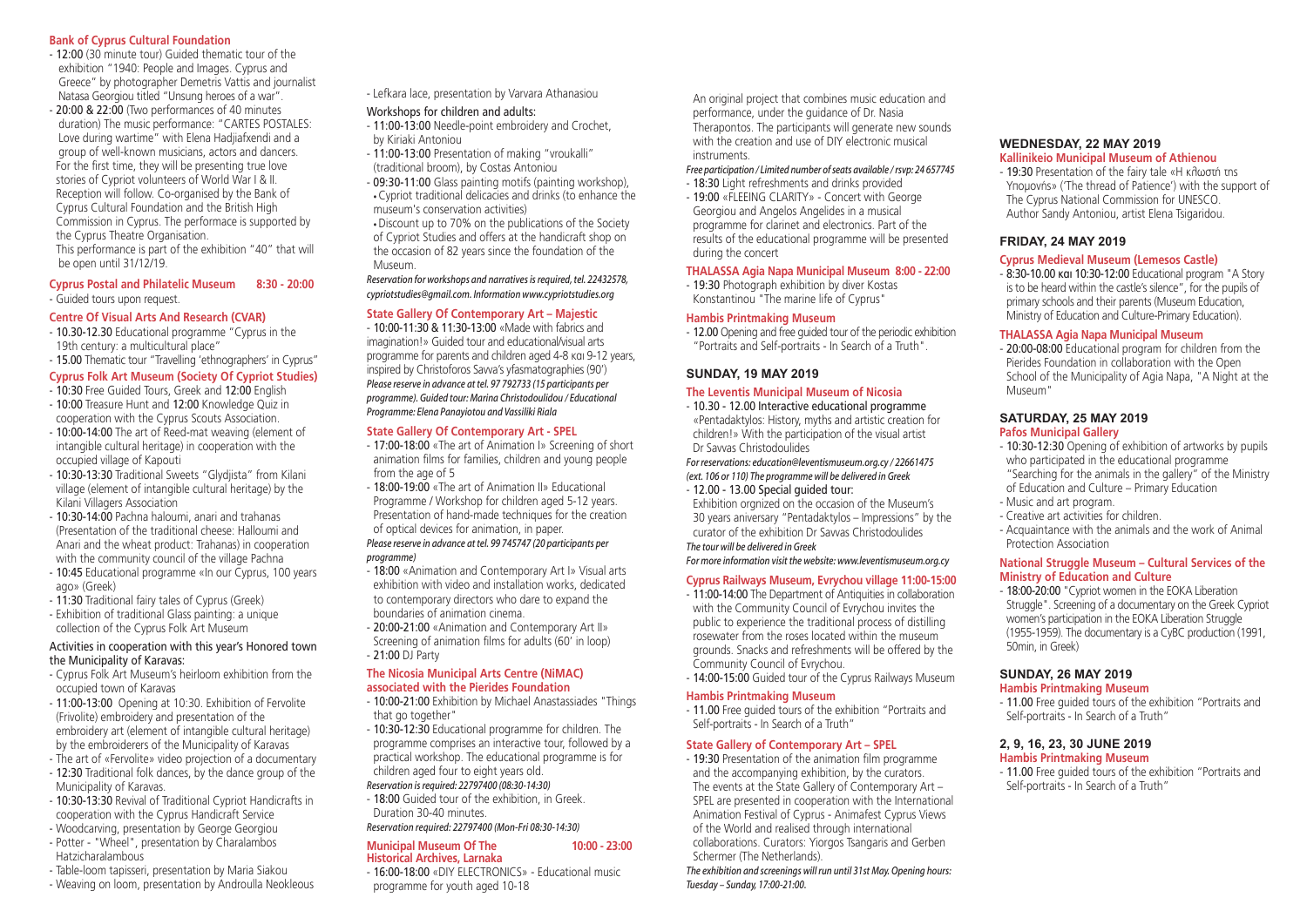**Bank of Cyprus Cultural Foundation**

- 12:00 (30 minute tour) Guided thematic tour of the exhibition "1940: People and Images. Cyprus and Greece" by photographer Demetris Vattis and journalist Natasa Georgiou titled "Unsung heroes of a war".
- 20:00 & 22:00 (Two performances of 40 minutes duration) The music performance: "CARTES POSTALES: Love during wartime" with Elena Hadjiafxendi and a group of well-known musicians, actors and dancers. For the first time, they will be presenting true love stories of Cypriot volunteers of World War I & II. Reception will follow. Co-organised by the Bank of Cyprus Cultural Foundation and the British High Commission in Cyprus. The performace is supported by the Cyprus Theatre Organisation. This performance is part of the exhibition "40" that will be open until 31/12/19.

**Cyprus Postal and Philatelic Museum 8:30 - 20:00**

- Guided tours upon request.

**Centre Of Visual Arts And Research (CVAR)**

- 10.30-12.30 Educational programme "Cyprus in the 19th century: a multicultural place"
- 15.00 Thematic tour "Travelling 'ethnographers' in Cyprus"

**Cyprus Folk Art Museum (Society Of Cypriot Studies)**

- 10:30 Free Guided Tours, Greek and 12:00 English
- 10:00 Treasure Hunt and 12:00 Knowledge Quiz in cooperation with the Cyprus Scouts Association.
- 10:00-14:00 The art of Reed-mat weaving (element of intangible cultural heritage) in cooperation with the occupied village of Kapouti
- 10:30-13:30 Traditional Sweets "Glydjista" from Kilani village (element of intangible cultural heritage) by the Kilani Villagers Association
- 10:30-14:00 Pachna haloumi, anari and trahanas (Presentation of the traditional cheese: Halloumi and Anari and the wheat product: Trahanas) in cooperation with the community council of the village Pachna
- 10:45 Educational programme «In our Cyprus, 100 years ago» (Greek)
- 11:30 Traditional fairy tales of Cyprus (Greek)
- Exhibition of traditional Glass painting: a unique collection of the Cyprus Folk Art Museum

Activities in cooperation with this year's Honored town the Municipality of Karavas:

- Cyprus Folk Art Museum's heirloom exhibition from the occupied town of Karavas
- 11:00-13:00 Opening at 10:30. Exhibition of Fervolite (Frivolite) embroidery and presentation of the embroidery art (element of intangible cultural heritage) by the embroiderers of the Municipality of Karavas
- The art of «Fervolite» video projection of a documentary
- 12:30 Traditional folk dances, by the dance group of the Municipality of Karavas.
- 10:30-13:30 Revival of Traditional Cypriot Handicrafts in cooperation with the Cyprus Handicraft Service
- Woodcarving, presentation by George Georgiou
- Potter - "Wheel", presentation by Charalambos Hatzicharalambous
- Table-loom tapisseri, presentation by Maria Siakou
- Weaving on loom, presentation by Androulla Neokleous
- Lefkara lace, presentation by Varvara Athanasiou

Workshops for children and adults:

- 11:00-13:00 Needle-point embroidery and Crochet, by Kiriaki Antoniou
- 11:00-13:00 Presentation of making "vroukalli" (traditional broom), by Costas Antoniou
- 09:30-11:00 Glass painting motifs (painting workshop),
  - Cypriot traditional delicacies and drinks (to enhance the museum's conservation activities)
  - Discount up to 70% on the publications of the Society of Cypriot Studies and offers at the handicraft shop on the occasion of 82 years since the foundation of the Museum.

*Reservation for workshops and narratives is required, tel. 22432578, cypriotstudies@gmail.com. Information www.cypriotstudies.org*

**State Gallery Of Contemporary Art – Majestic**

- 10:00-11:30 & 11:30-13:00 «Made with fabrics and imagination!» Guided tour and educational/visual arts programme for parents and children aged 4-8 και 9-12 years, inspired by Christoforos Savva's yfasmatographies (90')

*Please reserve in advance at tel. 97 792733 (15 participants per programme). Guided tour: Marina Christodoulidou / Educational Programme: Elena Panayiotou and Vassiliki Riala*

**State Gallery Of Contemporary Art - SPEL**

- 17:00-18:00 «The art of Animation I» Screening of short animation films for families, children and young people from the age of 5
- 18:00-19:00 «The art of Animation II» Educational Programme / Workshop for children aged 5-12 years. Presentation of hand-made techniques for the creation of optical devices for animation, in paper.

*Please reserve in advance at tel. 99 745747 (20 participants per programme)*

- 18:00 «Animation and Contemporary Art I» Visual arts exhibition with video and installation works, dedicated to contemporary directors who dare to expand the boundaries of animation cinema.
- 20:00-21:00 «Animation and Contemporary Art II» Screening of animation films for adults (60' in loop)
- 21:00 DJ Party

**The Nicosia Municipal Arts Centre (NiMAC) associated with the Pierides Foundation**

- 10:00-21:00 Exhibition by Michael Anastassiades "Things that go together"
- 10:30-12:30 Educational programme for children. The programme comprises an interactive tour, followed by a practical workshop. The educational programme is for children aged four to eight years old.

*Reservation is required: 22797400 (08:30-14:30)*

- 18:00 Guided tour of the exhibition, in Greek. Duration 30-40 minutes.

*Reservation required: 22797400 (Mon-Fri 08:30-14:30)*

**Municipal Museum Of The Historical Archives, Larnaka 10:00 - 23:00**

- 16:00-18:00 «DIY ELECTRONICS» - Educational music programme for youth aged 10-18

An original project that combines music education and performance, under the guidance of Dr. Nasia Therapontos. The participants will generate new sounds with the creation and use of DIY electronic musical instruments.

*Free participation / Limited number of seats available / rsvp: 24 657745*

- 18:30 Light refreshments and drinks provided
- 19:00 «FLEEING CLARITY» - Concert with George Georgiou and Angelos Angelides in a musical programme for clarinet and electronics. Part of the results of the educational programme will be presented during the concert

**THALASSA Agia Napa Municipal Museum 8:00 - 22:00**

- 19:30 Photograph exhibition by diver Kostas Konstantinou "The marine life of Cyprus"

**Hambis Printmaking Museum**

- 12.00 Opening and free guided tour of the periodic exhibition "Portraits and Self-portraits - In Search of a Truth".

## SUNDAY, 19 MAY 2019

**The Leventis Municipal Museum of Nicosia**

- 10.30 - 12.00 Interactive educational programme «Pentadaktylos: History, myths and artistic creation for children!» With the participation of the visual artist Dr Savvas Christodoulides

*For reservations: education@leventismuseum.org.cy / 22661475 (ext. 106 or 110) The programme will be delivered in Greek*

- 12.00 - 13.00 Special guided tour: Exhibition orgnized on the occasion of the Museum's 30 years aniversary "Pentadaktylos – Impressions" by the curator of the exhibition Dr Savvas Christodoulides

*The tour will be delivered in Greek*

*For more information visit the website: www.leventismuseum.org.cy*

**Cyprus Railways Museum, Evrychou village 11:00-15:00**

- 11:00-14:00 The Department of Antiquities in collaboration with the Community Council of Evrychou invites the public to experience the traditional process of distilling rosewater from the roses located within the museum grounds. Snacks and refreshments will be offered by the Community Council of Evrychou.
- 14:00-15:00 Guided tour of the Cyprus Railways Museum

**Hambis Printmaking Museum**

- 11.00 Free guided tours of the exhibition "Portraits and Self-portraits - In Search of a Truth"

**State Gallery of Contemporary Art – SPEL**

- 19:30 Presentation of the animation film programme and the accompanying exhibition, by the curators. The events at the State Gallery of Contemporary Art – SPEL are presented in cooperation with the International Animation Festival of Cyprus - Animafest Cyprus Views of the World and realised through international collaborations. Curators: Yiorgos Tsangaris and Gerben Schermer (The Netherlands).

*The exhibition and screenings will run until 31st May. Opening hours: Tuesday – Sunday, 17:00-21:00.*

## WEDNESDAY, 22 MAY 2019

**Kallinikeio Municipal Museum of Athienou**

- 19:30 Presentation of the fairy tale «Η κλωστή της Υπομονής» ('The thread of Patience') with the support of The Cyprus National Commission for UNESCO. Author Sandy Antoniou, artist Elena Tsigaridou.

## FRIDAY, 24 MAY 2019

**Cyprus Medieval Museum (Lemesos Castle)**

- 8:30-10.00 και 10:30-12:00 Educational program "A Story is to be heard within the castle's silence", for the pupils of primary schools and their parents (Museum Education, Ministry of Education and Culture-Primary Education).

**THALASSA Agia Napa Municipal Museum**

- 20:00-08:00 Educational program for children from the Pierides Foundation in collaboration with the Open School of the Municipality of Agia Napa, "A Night at the Museum"

## SATURDAY, 25 MAY 2019

**Pafos Municipal Gallery**

- 10:30-12:30 Opening of exhibition of artworks by pupils who participated in the educational programme "Searching for the animals in the gallery" of the Ministry of Education and Culture – Primary Education
- Music and art program.
- Creative art activities for children.
- Acquaintance with the animals and the work of Animal Protection Association

**National Struggle Museum – Cultural Services of the Ministry of Education and Culture**

- 18:00-20:00 "Cypriot women in the EOKA Liberation Struggle". Screening of a documentary on the Greek Cypriot women's participation in the EOKA Liberation Struggle (1955-1959). The documentary is a CyBC production (1991, 50min, in Greek)

## SUNDAY, 26 MAY 2019

**Hambis Printmaking Museum**

- 11.00 Free guided tours of the exhibition "Portraits and Self-portraits - In Search of a Truth"

## 2, 9, 16, 23, 30 JUNE 2019

**Hambis Printmaking Museum**

- 11.00 Free guided tours of the exhibition "Portraits and Self-portraits - In Search of a Truth"